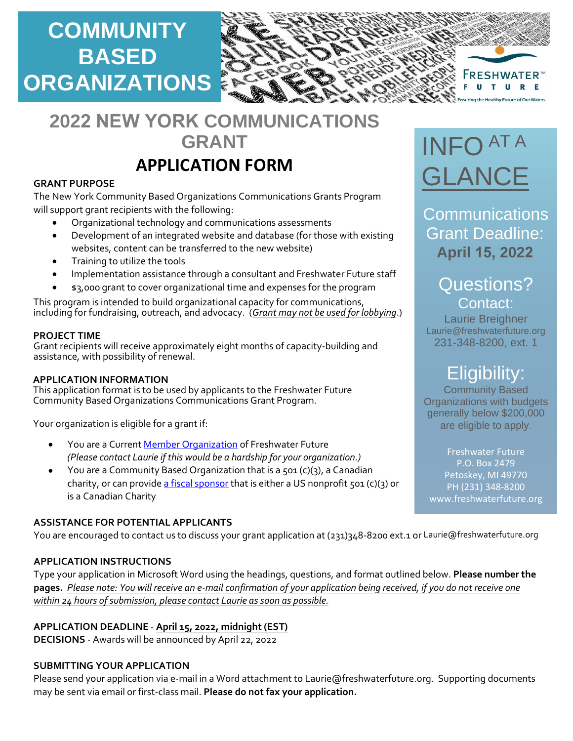# COMMUNITY BASED ORGANIZATIONS

FRESHWATER™ FUTURE
Ensuring the Healthy Future of Our Waters

## 2022 NEW YORK COMMUNICATIONS GRANT

## APPLICATION FORM

**GRANT PURPOSE**

The New York Community Based Organizations Communications Grants Program will support grant recipients with the following:

- Organizational technology and communications assessments
- Development of an integrated website and database (for those with existing websites, content can be transferred to the new website)
- Training to utilize the tools
- Implementation assistance through a consultant and Freshwater Future staff
- $3,000 grant to cover organizational time and expenses for the program

This program is intended to build organizational capacity for communications, including for fundraising, outreach, and advocacy. (*Grant may not be used for lobbying*.)

**PROJECT TIME**

Grant recipients will receive approximately eight months of capacity-building and assistance, with possibility of renewal.

**APPLICATION INFORMATION**

This application format is to be used by applicants to the Freshwater Future Community Based Organizations Communications Grant Program.

Your organization is eligible for a grant if:

- You are a Current Member Organization of Freshwater Future
  *(Please contact Laurie if this would be a hardship for your organization.)*
- You are a Community Based Organization that is a 501 (c)(3), a Canadian charity, or can provide a fiscal sponsor that is either a US nonprofit 501 (c)(3) or is a Canadian Charity

### INFO AT A GLANCE

Communications Grant Deadline: **April 15, 2022**

Questions?
Contact:
Laurie Breighner
Laurie@freshwaterfuture.org
231-348-8200, ext. 1

Eligibility:
Community Based Organizations with budgets generally below $200,000 are eligible to apply.

Freshwater Future
P.O. Box 2479
Petoskey, MI 49770
PH (231) 348-8200
www.freshwaterfuture.org

**ASSISTANCE FOR POTENTIAL APPLICANTS**

You are encouraged to contact us to discuss your grant application at (231)348-8200 ext.1 or Laurie@freshwaterfuture.org

**APPLICATION INSTRUCTIONS**

Type your application in Microsoft Word using the headings, questions, and format outlined below. **Please number the pages.** *Please note: You will receive an e-mail confirmation of your application being received, if you do not receive one within 24 hours of submission, please contact Laurie as soon as possible.*

**APPLICATION DEADLINE** - **April 15, 2022, midnight (EST)**
**DECISIONS** - Awards will be announced by April 22, 2022

**SUBMITTING YOUR APPLICATION**

Please send your application via e-mail in a Word attachment to Laurie@freshwaterfuture.org. Supporting documents may be sent via email or first-class mail. **Please do not fax your application.**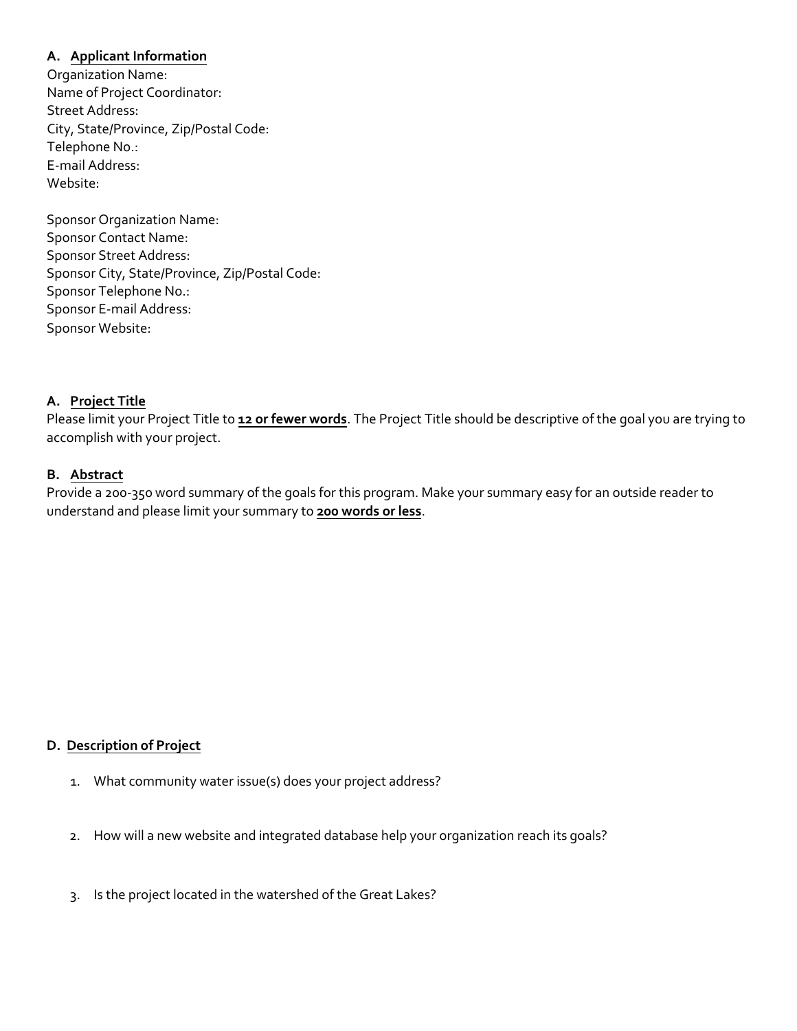### A. <u>Applicant Information</u>

Organization Name:
Name of Project Coordinator:
Street Address:
City, State/Province, Zip/Postal Code:
Telephone No.:
E-mail Address:
Website:

Sponsor Organization Name:
Sponsor Contact Name:
Sponsor Street Address:
Sponsor City, State/Province, Zip/Postal Code:
Sponsor Telephone No.:
Sponsor E-mail Address:
Sponsor Website:

### A. <u>Project Title</u>

Please limit your Project Title to **<u>12 or fewer words</u>**. The Project Title should be descriptive of the goal you are trying to accomplish with your project.

### B. <u>Abstract</u>

Provide a 200-350 word summary of the goals for this program. Make your summary easy for an outside reader to understand and please limit your summary to **<u>200 words or less</u>**.

### D. <u>Description of Project</u>

1. What community water issue(s) does your project address?

2. How will a new website and integrated database help your organization reach its goals?

3. Is the project located in the watershed of the Great Lakes?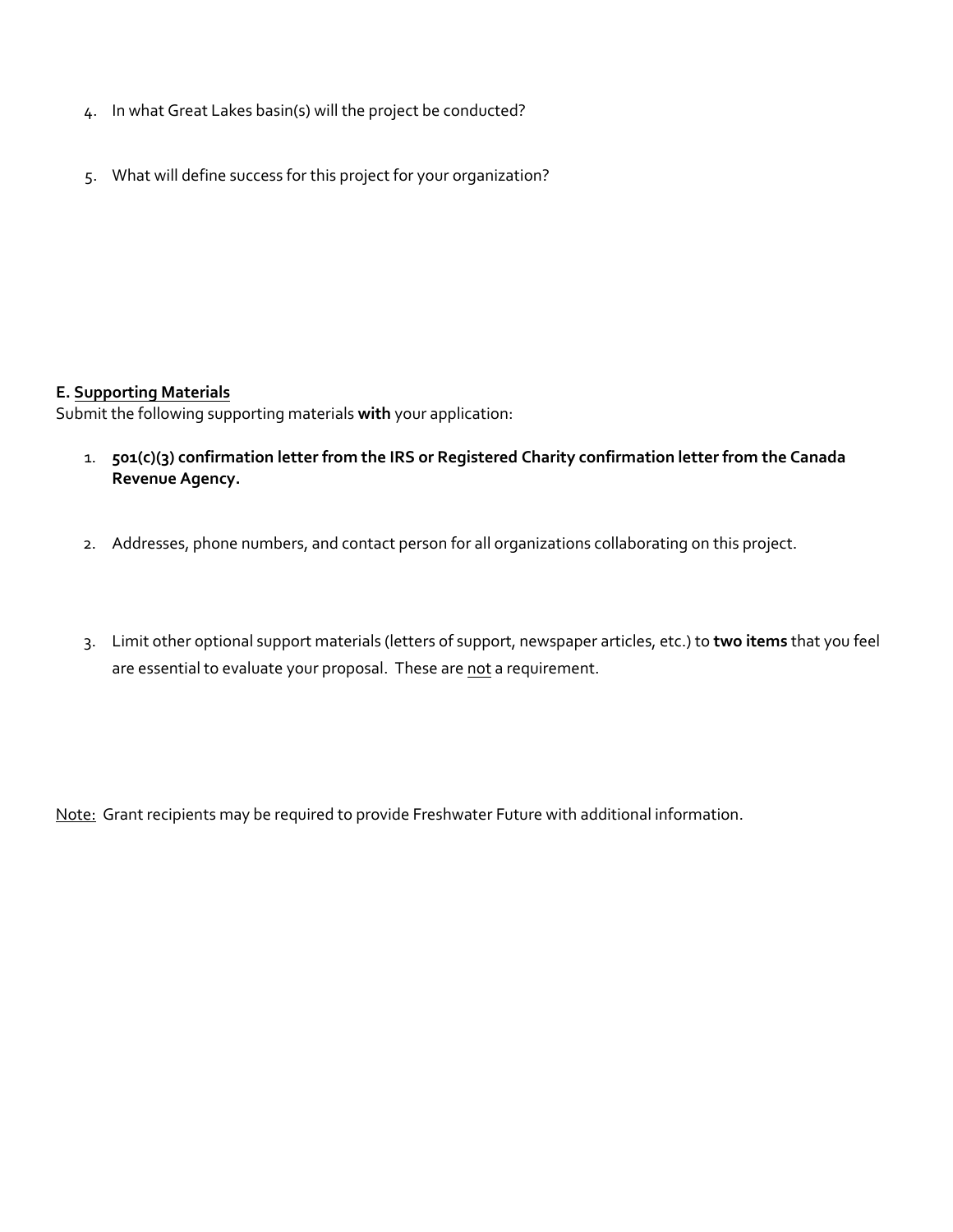4. In what Great Lakes basin(s) will the project be conducted?

5. What will define success for this project for your organization?

**E. <u>Supporting Materials</u>**

Submit the following supporting materials **with** your application:

1. **501(c)(3) confirmation letter from the IRS or Registered Charity confirmation letter from the Canada Revenue Agency.**

2. Addresses, phone numbers, and contact person for all organizations collaborating on this project.

3. Limit other optional support materials (letters of support, newspaper articles, etc.) to **two items** that you feel are essential to evaluate your proposal. These are <u>not</u> a requirement.

<u>Note:</u> Grant recipients may be required to provide Freshwater Future with additional information.